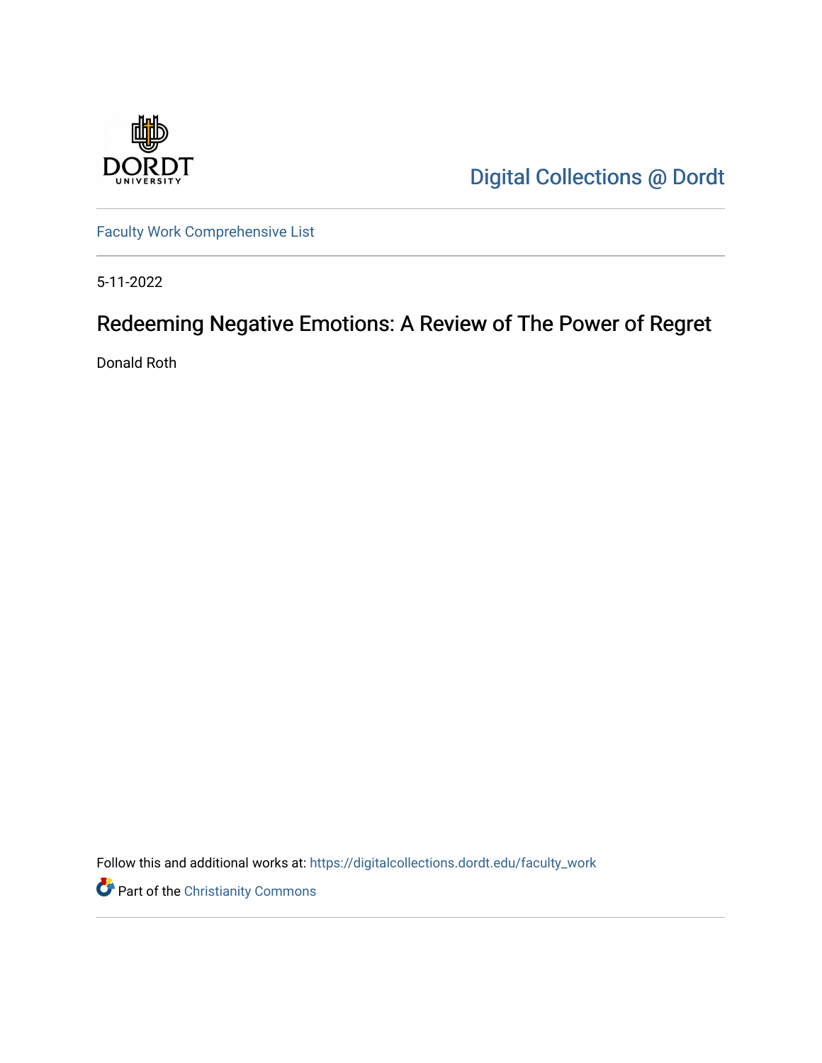Digital Collections @ Dordt

Faculty Work Comprehensive List

5-11-2022

# Redeeming Negative Emotions: A Review of The Power of Regret

Donald Roth

Follow this and additional works at: https://digitalcollections.dordt.edu/faculty_work

Part of the Christianity Commons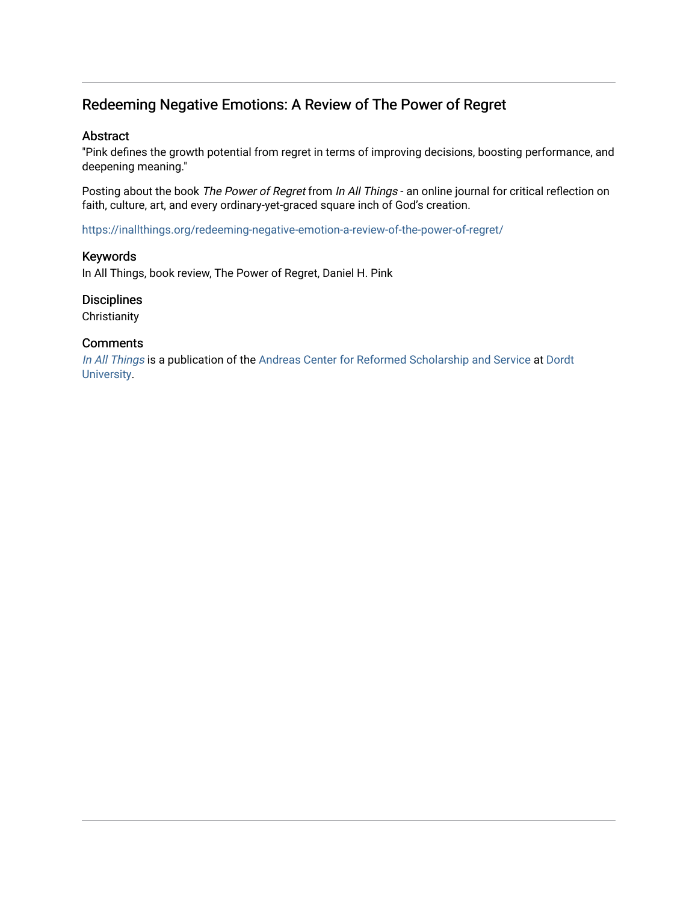## Redeeming Negative Emotions: A Review of The Power of Regret

### Abstract

"Pink defines the growth potential from regret in terms of improving decisions, boosting performance, and deepening meaning."

Posting about the book *The Power of Regret* from *In All Things* - an online journal for critical reflection on faith, culture, art, and every ordinary-yet-graced square inch of God's creation.

https://inallthings.org/redeeming-negative-emotion-a-review-of-the-power-of-regret/

### Keywords

In All Things, book review, The Power of Regret, Daniel H. Pink

### Disciplines

Christianity

### Comments

*In All Things* is a publication of the Andreas Center for Reformed Scholarship and Service at Dordt University.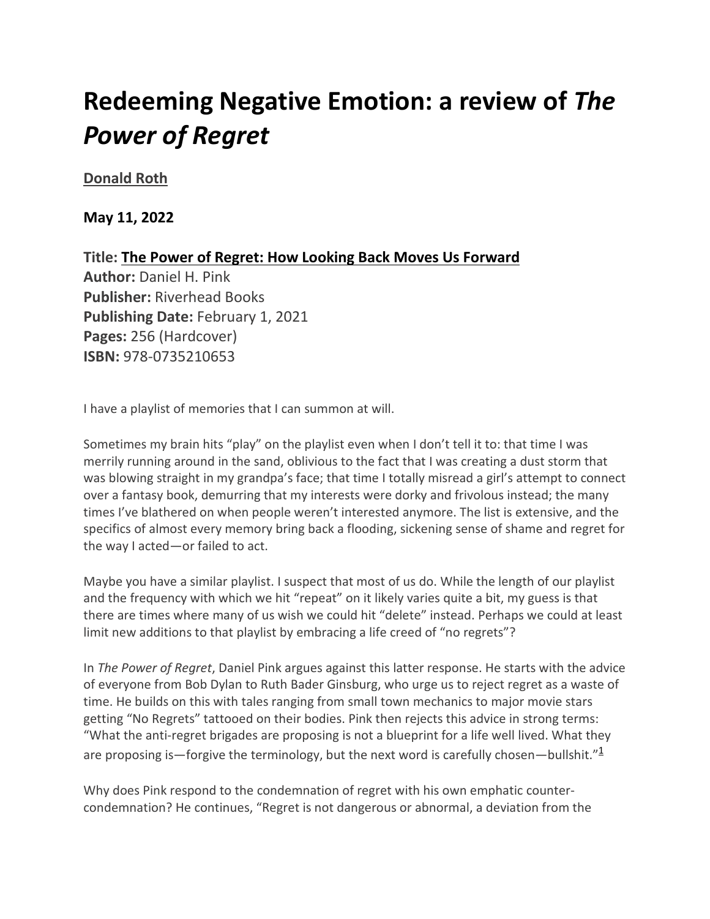# Redeeming Negative Emotion: a review of *The Power of Regret*

**Donald Roth**

**May 11, 2022**

**Title: The Power of Regret: How Looking Back Moves Us Forward**
**Author:** Daniel H. Pink
**Publisher:** Riverhead Books
**Publishing Date:** February 1, 2021
**Pages:** 256 (Hardcover)
**ISBN:** 978-0735210653

I have a playlist of memories that I can summon at will.

Sometimes my brain hits "play" on the playlist even when I don't tell it to: that time I was merrily running around in the sand, oblivious to the fact that I was creating a dust storm that was blowing straight in my grandpa's face; that time I totally misread a girl's attempt to connect over a fantasy book, demurring that my interests were dorky and frivolous instead; the many times I've blathered on when people weren't interested anymore. The list is extensive, and the specifics of almost every memory bring back a flooding, sickening sense of shame and regret for the way I acted—or failed to act.

Maybe you have a similar playlist. I suspect that most of us do. While the length of our playlist and the frequency with which we hit "repeat" on it likely varies quite a bit, my guess is that there are times where many of us wish we could hit "delete" instead. Perhaps we could at least limit new additions to that playlist by embracing a life creed of "no regrets"?

In *The Power of Regret*, Daniel Pink argues against this latter response. He starts with the advice of everyone from Bob Dylan to Ruth Bader Ginsburg, who urge us to reject regret as a waste of time. He builds on this with tales ranging from small town mechanics to major movie stars getting "No Regrets" tattooed on their bodies. Pink then rejects this advice in strong terms: "What the anti-regret brigades are proposing is not a blueprint for a life well lived. What they are proposing is—forgive the terminology, but the next word is carefully chosen—bullshit."[1]

Why does Pink respond to the condemnation of regret with his own emphatic counter-condemnation? He continues, "Regret is not dangerous or abnormal, a deviation from the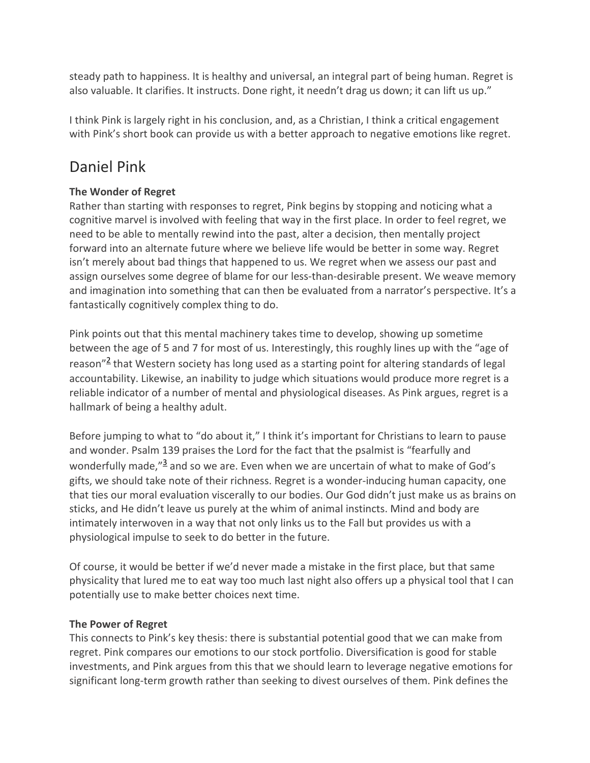steady path to happiness. It is healthy and universal, an integral part of being human. Regret is also valuable. It clarifies. It instructs. Done right, it needn't drag us down; it can lift us up."

I think Pink is largely right in his conclusion, and, as a Christian, I think a critical engagement with Pink's short book can provide us with a better approach to negative emotions like regret.

## Daniel Pink

**The Wonder of Regret**

Rather than starting with responses to regret, Pink begins by stopping and noticing what a cognitive marvel is involved with feeling that way in the first place. In order to feel regret, we need to be able to mentally rewind into the past, alter a decision, then mentally project forward into an alternate future where we believe life would be better in some way. Regret isn't merely about bad things that happened to us. We regret when we assess our past and assign ourselves some degree of blame for our less-than-desirable present. We weave memory and imagination into something that can then be evaluated from a narrator's perspective. It's a fantastically cognitively complex thing to do.

Pink points out that this mental machinery takes time to develop, showing up sometime between the age of 5 and 7 for most of us. Interestingly, this roughly lines up with the "age of reason"[2] that Western society has long used as a starting point for altering standards of legal accountability. Likewise, an inability to judge which situations would produce more regret is a reliable indicator of a number of mental and physiological diseases. As Pink argues, regret is a hallmark of being a healthy adult.

Before jumping to what to "do about it," I think it's important for Christians to learn to pause and wonder. Psalm 139 praises the Lord for the fact that the psalmist is "fearfully and wonderfully made,"[3] and so we are. Even when we are uncertain of what to make of God's gifts, we should take note of their richness. Regret is a wonder-inducing human capacity, one that ties our moral evaluation viscerally to our bodies. Our God didn't just make us as brains on sticks, and He didn't leave us purely at the whim of animal instincts. Mind and body are intimately interwoven in a way that not only links us to the Fall but provides us with a physiological impulse to seek to do better in the future.

Of course, it would be better if we'd never made a mistake in the first place, but that same physicality that lured me to eat way too much last night also offers up a physical tool that I can potentially use to make better choices next time.

**The Power of Regret**

This connects to Pink's key thesis: there is substantial potential good that we can make from regret. Pink compares our emotions to our stock portfolio. Diversification is good for stable investments, and Pink argues from this that we should learn to leverage negative emotions for significant long-term growth rather than seeking to divest ourselves of them. Pink defines the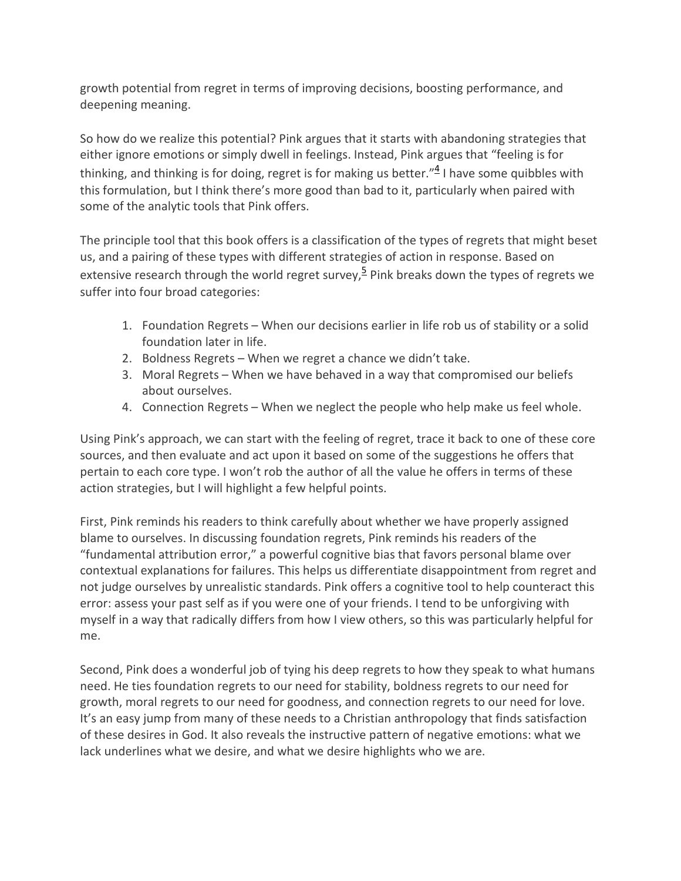growth potential from regret in terms of improving decisions, boosting performance, and deepening meaning.

So how do we realize this potential? Pink argues that it starts with abandoning strategies that either ignore emotions or simply dwell in feelings. Instead, Pink argues that "feeling is for thinking, and thinking is for doing, regret is for making us better."[4] I have some quibbles with this formulation, but I think there's more good than bad to it, particularly when paired with some of the analytic tools that Pink offers.

The principle tool that this book offers is a classification of the types of regrets that might beset us, and a pairing of these types with different strategies of action in response. Based on extensive research through the world regret survey,[5] Pink breaks down the types of regrets we suffer into four broad categories:

1. Foundation Regrets – When our decisions earlier in life rob us of stability or a solid foundation later in life.
2. Boldness Regrets – When we regret a chance we didn't take.
3. Moral Regrets – When we have behaved in a way that compromised our beliefs about ourselves.
4. Connection Regrets – When we neglect the people who help make us feel whole.

Using Pink's approach, we can start with the feeling of regret, trace it back to one of these core sources, and then evaluate and act upon it based on some of the suggestions he offers that pertain to each core type. I won't rob the author of all the value he offers in terms of these action strategies, but I will highlight a few helpful points.

First, Pink reminds his readers to think carefully about whether we have properly assigned blame to ourselves. In discussing foundation regrets, Pink reminds his readers of the "fundamental attribution error," a powerful cognitive bias that favors personal blame over contextual explanations for failures. This helps us differentiate disappointment from regret and not judge ourselves by unrealistic standards. Pink offers a cognitive tool to help counteract this error: assess your past self as if you were one of your friends. I tend to be unforgiving with myself in a way that radically differs from how I view others, so this was particularly helpful for me.

Second, Pink does a wonderful job of tying his deep regrets to how they speak to what humans need. He ties foundation regrets to our need for stability, boldness regrets to our need for growth, moral regrets to our need for goodness, and connection regrets to our need for love. It's an easy jump from many of these needs to a Christian anthropology that finds satisfaction of these desires in God. It also reveals the instructive pattern of negative emotions: what we lack underlines what we desire, and what we desire highlights who we are.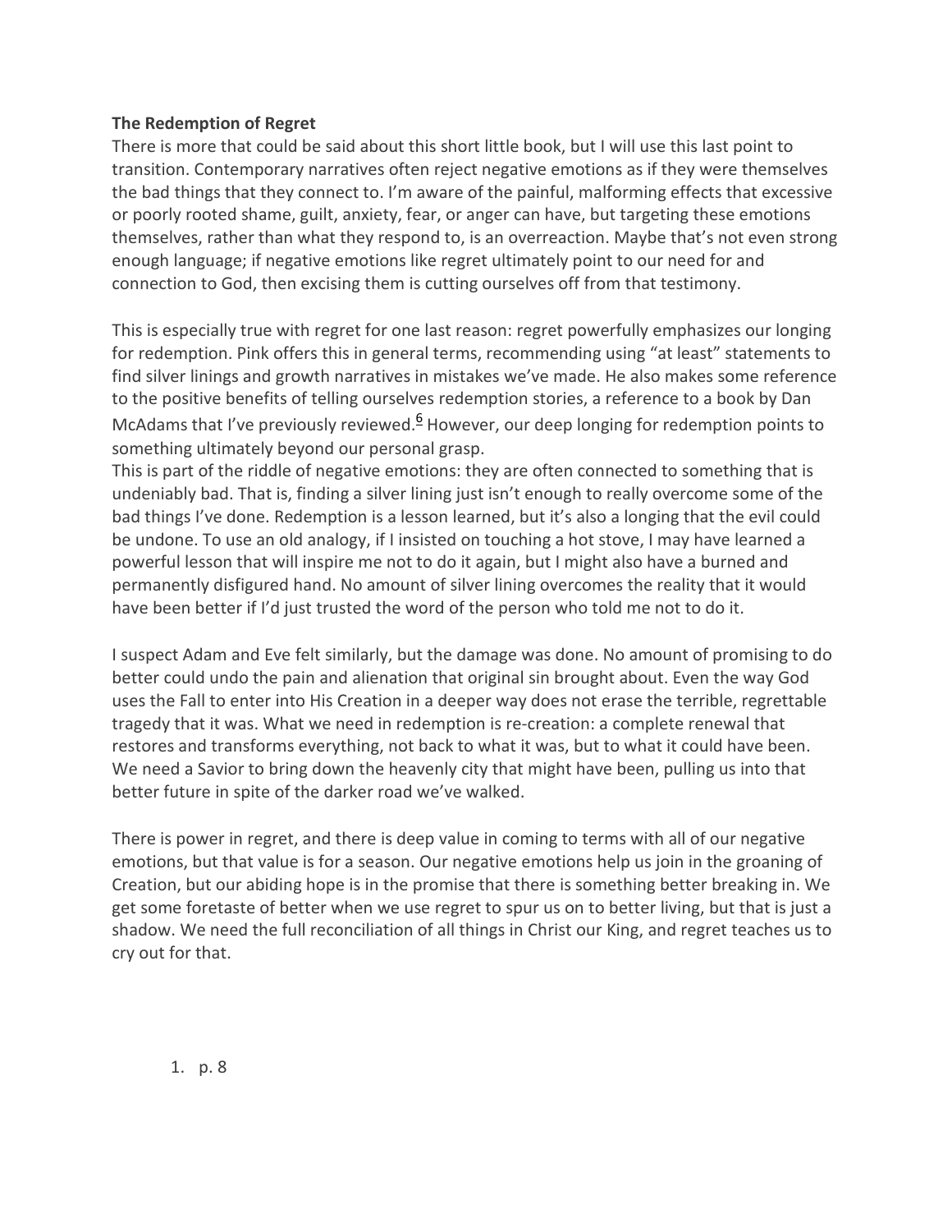**The Redemption of Regret**

There is more that could be said about this short little book, but I will use this last point to transition. Contemporary narratives often reject negative emotions as if they were themselves the bad things that they connect to. I'm aware of the painful, malforming effects that excessive or poorly rooted shame, guilt, anxiety, fear, or anger can have, but targeting these emotions themselves, rather than what they respond to, is an overreaction. Maybe that's not even strong enough language; if negative emotions like regret ultimately point to our need for and connection to God, then excising them is cutting ourselves off from that testimony.

This is especially true with regret for one last reason: regret powerfully emphasizes our longing for redemption. Pink offers this in general terms, recommending using "at least" statements to find silver linings and growth narratives in mistakes we've made. He also makes some reference to the positive benefits of telling ourselves redemption stories, a reference to a book by Dan McAdams that I've previously reviewed.[6] However, our deep longing for redemption points to something ultimately beyond our personal grasp.

This is part of the riddle of negative emotions: they are often connected to something that is undeniably bad. That is, finding a silver lining just isn't enough to really overcome some of the bad things I've done. Redemption is a lesson learned, but it's also a longing that the evil could be undone. To use an old analogy, if I insisted on touching a hot stove, I may have learned a powerful lesson that will inspire me not to do it again, but I might also have a burned and permanently disfigured hand. No amount of silver lining overcomes the reality that it would have been better if I'd just trusted the word of the person who told me not to do it.

I suspect Adam and Eve felt similarly, but the damage was done. No amount of promising to do better could undo the pain and alienation that original sin brought about. Even the way God uses the Fall to enter into His Creation in a deeper way does not erase the terrible, regrettable tragedy that it was. What we need in redemption is re-creation: a complete renewal that restores and transforms everything, not back to what it was, but to what it could have been. We need a Savior to bring down the heavenly city that might have been, pulling us into that better future in spite of the darker road we've walked.

There is power in regret, and there is deep value in coming to terms with all of our negative emotions, but that value is for a season. Our negative emotions help us join in the groaning of Creation, but our abiding hope is in the promise that there is something better breaking in. We get some foretaste of better when we use regret to spur us on to better living, but that is just a shadow. We need the full reconciliation of all things in Christ our King, and regret teaches us to cry out for that.

1. p. 8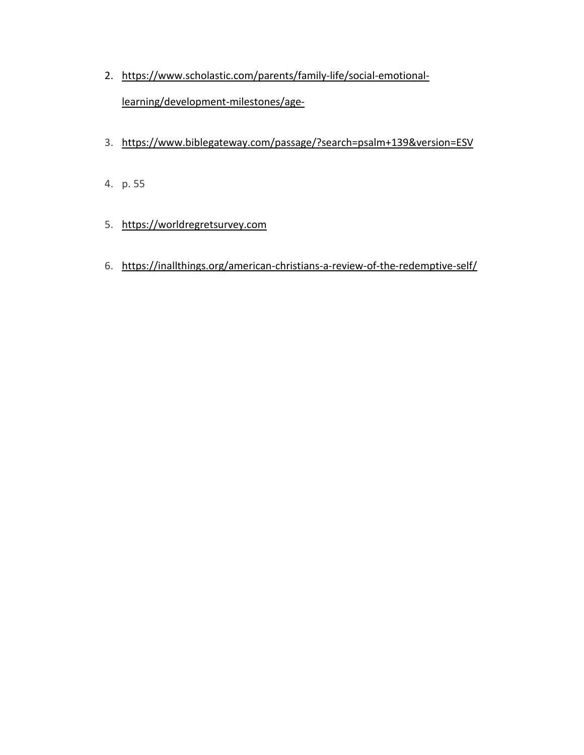2. https://www.scholastic.com/parents/family-life/social-emotional-learning/development-milestones/age-

3. https://www.biblegateway.com/passage/?search=psalm+139&version=ESV

4. p. 55

5. https://worldregretsurvey.com

6. https://inallthings.org/american-christians-a-review-of-the-redemptive-self/